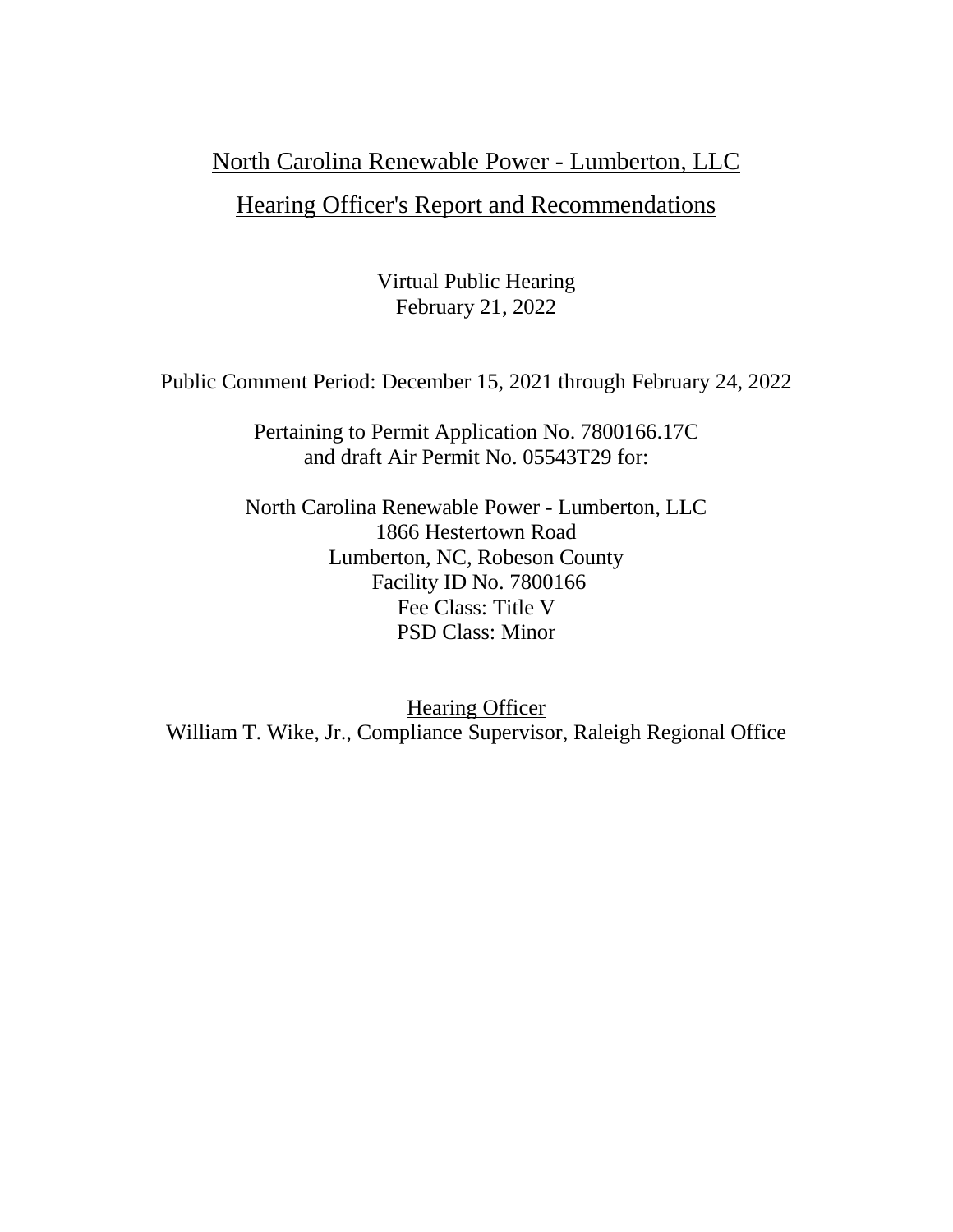# North Carolina Renewable Power - Lumberton, LLC

## Hearing Officer's Report and Recommendations

Virtual Public Hearing
February 21, 2022

Public Comment Period: December 15, 2021 through February 24, 2022

Pertaining to Permit Application No. 7800166.17C
and draft Air Permit No. 05543T29 for:

North Carolina Renewable Power - Lumberton, LLC
1866 Hestertown Road
Lumberton, NC, Robeson County
Facility ID No. 7800166
Fee Class: Title V
PSD Class: Minor

Hearing Officer
William T. Wike, Jr., Compliance Supervisor, Raleigh Regional Office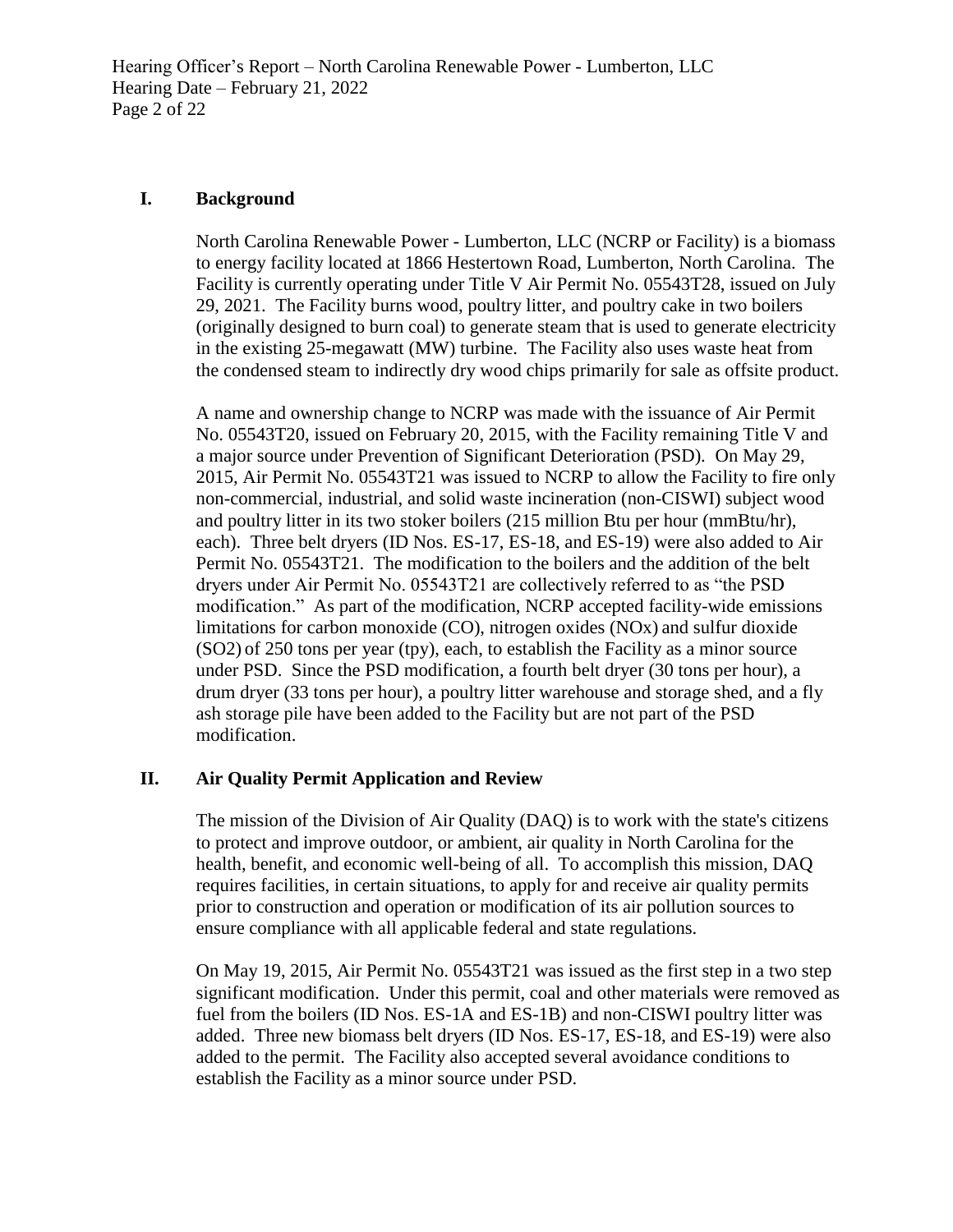## I. Background

North Carolina Renewable Power - Lumberton, LLC (NCRP or Facility) is a biomass to energy facility located at 1866 Hestertown Road, Lumberton, North Carolina. The Facility is currently operating under Title V Air Permit No. 05543T28, issued on July 29, 2021. The Facility burns wood, poultry litter, and poultry cake in two boilers (originally designed to burn coal) to generate steam that is used to generate electricity in the existing 25-megawatt (MW) turbine. The Facility also uses waste heat from the condensed steam to indirectly dry wood chips primarily for sale as offsite product.

A name and ownership change to NCRP was made with the issuance of Air Permit No. 05543T20, issued on February 20, 2015, with the Facility remaining Title V and a major source under Prevention of Significant Deterioration (PSD). On May 29, 2015, Air Permit No. 05543T21 was issued to NCRP to allow the Facility to fire only non-commercial, industrial, and solid waste incineration (non-CISWI) subject wood and poultry litter in its two stoker boilers (215 million Btu per hour (mmBtu/hr), each). Three belt dryers (ID Nos. ES-17, ES-18, and ES-19) were also added to Air Permit No. 05543T21. The modification to the boilers and the addition of the belt dryers under Air Permit No. 05543T21 are collectively referred to as "the PSD modification." As part of the modification, NCRP accepted facility-wide emissions limitations for carbon monoxide (CO), nitrogen oxides (NOx) and sulfur dioxide ($SO_2$) of 250 tons per year (tpy), each, to establish the Facility as a minor source under PSD. Since the PSD modification, a fourth belt dryer (30 tons per hour), a drum dryer (33 tons per hour), a poultry litter warehouse and storage shed, and a fly ash storage pile have been added to the Facility but are not part of the PSD modification.

## II. Air Quality Permit Application and Review

The mission of the Division of Air Quality (DAQ) is to work with the state's citizens to protect and improve outdoor, or ambient, air quality in North Carolina for the health, benefit, and economic well-being of all. To accomplish this mission, DAQ requires facilities, in certain situations, to apply for and receive air quality permits prior to construction and operation or modification of its air pollution sources to ensure compliance with all applicable federal and state regulations.

On May 19, 2015, Air Permit No. 05543T21 was issued as the first step in a two step significant modification. Under this permit, coal and other materials were removed as fuel from the boilers (ID Nos. ES-1A and ES-1B) and non-CISWI poultry litter was added. Three new biomass belt dryers (ID Nos. ES-17, ES-18, and ES-19) were also added to the permit. The Facility also accepted several avoidance conditions to establish the Facility as a minor source under PSD.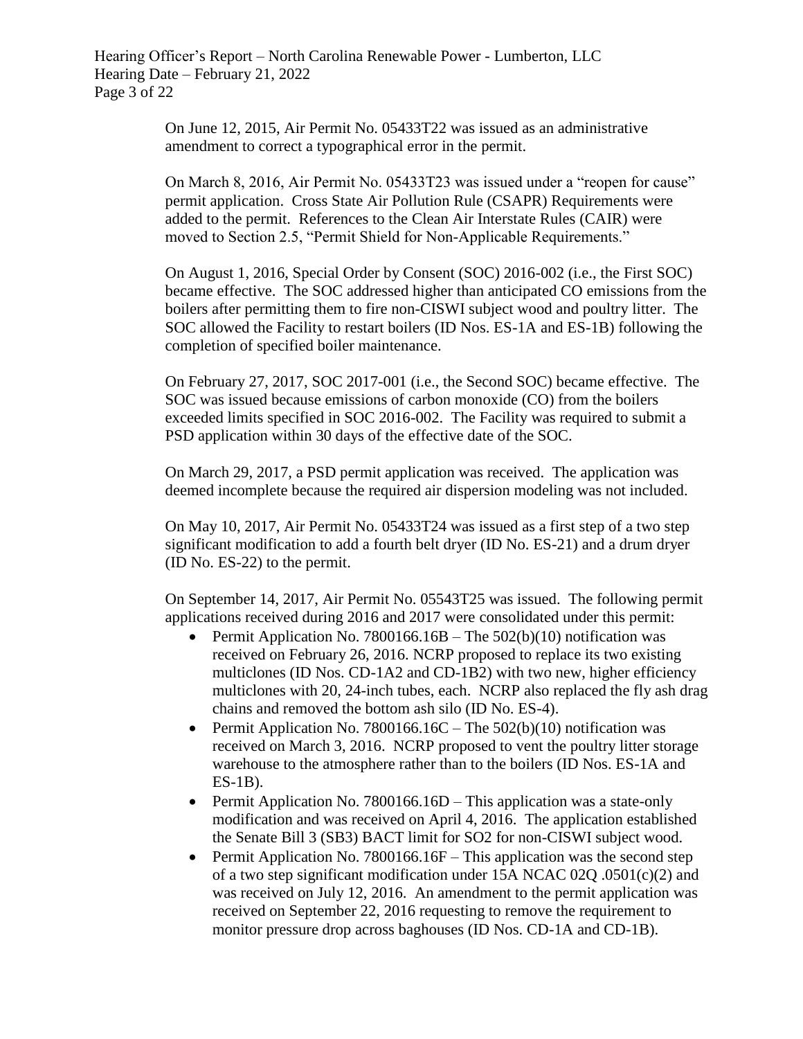On June 12, 2015, Air Permit No. 05433T22 was issued as an administrative amendment to correct a typographical error in the permit.

On March 8, 2016, Air Permit No. 05433T23 was issued under a "reopen for cause" permit application. Cross State Air Pollution Rule (CSAPR) Requirements were added to the permit. References to the Clean Air Interstate Rules (CAIR) were moved to Section 2.5, "Permit Shield for Non-Applicable Requirements."

On August 1, 2016, Special Order by Consent (SOC) 2016-002 (i.e., the First SOC) became effective. The SOC addressed higher than anticipated CO emissions from the boilers after permitting them to fire non-CISWI subject wood and poultry litter. The SOC allowed the Facility to restart boilers (ID Nos. ES-1A and ES-1B) following the completion of specified boiler maintenance.

On February 27, 2017, SOC 2017-001 (i.e., the Second SOC) became effective. The SOC was issued because emissions of carbon monoxide (CO) from the boilers exceeded limits specified in SOC 2016-002. The Facility was required to submit a PSD application within 30 days of the effective date of the SOC.

On March 29, 2017, a PSD permit application was received. The application was deemed incomplete because the required air dispersion modeling was not included.

On May 10, 2017, Air Permit No. 05433T24 was issued as a first step of a two step significant modification to add a fourth belt dryer (ID No. ES-21) and a drum dryer (ID No. ES-22) to the permit.

On September 14, 2017, Air Permit No. 05543T25 was issued. The following permit applications received during 2016 and 2017 were consolidated under this permit:

- Permit Application No. 7800166.16B – The 502(b)(10) notification was received on February 26, 2016. NCRP proposed to replace its two existing multiclones (ID Nos. CD-1A2 and CD-1B2) with two new, higher efficiency multiclones with 20, 24-inch tubes, each. NCRP also replaced the fly ash drag chains and removed the bottom ash silo (ID No. ES-4).
- Permit Application No. 7800166.16C – The 502(b)(10) notification was received on March 3, 2016. NCRP proposed to vent the poultry litter storage warehouse to the atmosphere rather than to the boilers (ID Nos. ES-1A and ES-1B).
- Permit Application No. 7800166.16D – This application was a state-only modification and was received on April 4, 2016. The application established the Senate Bill 3 (SB3) BACT limit for SO2 for non-CISWI subject wood.
- Permit Application No. 7800166.16F – This application was the second step of a two step significant modification under 15A NCAC 02Q .0501(c)(2) and was received on July 12, 2016. An amendment to the permit application was received on September 22, 2016 requesting to remove the requirement to monitor pressure drop across baghouses (ID Nos. CD-1A and CD-1B).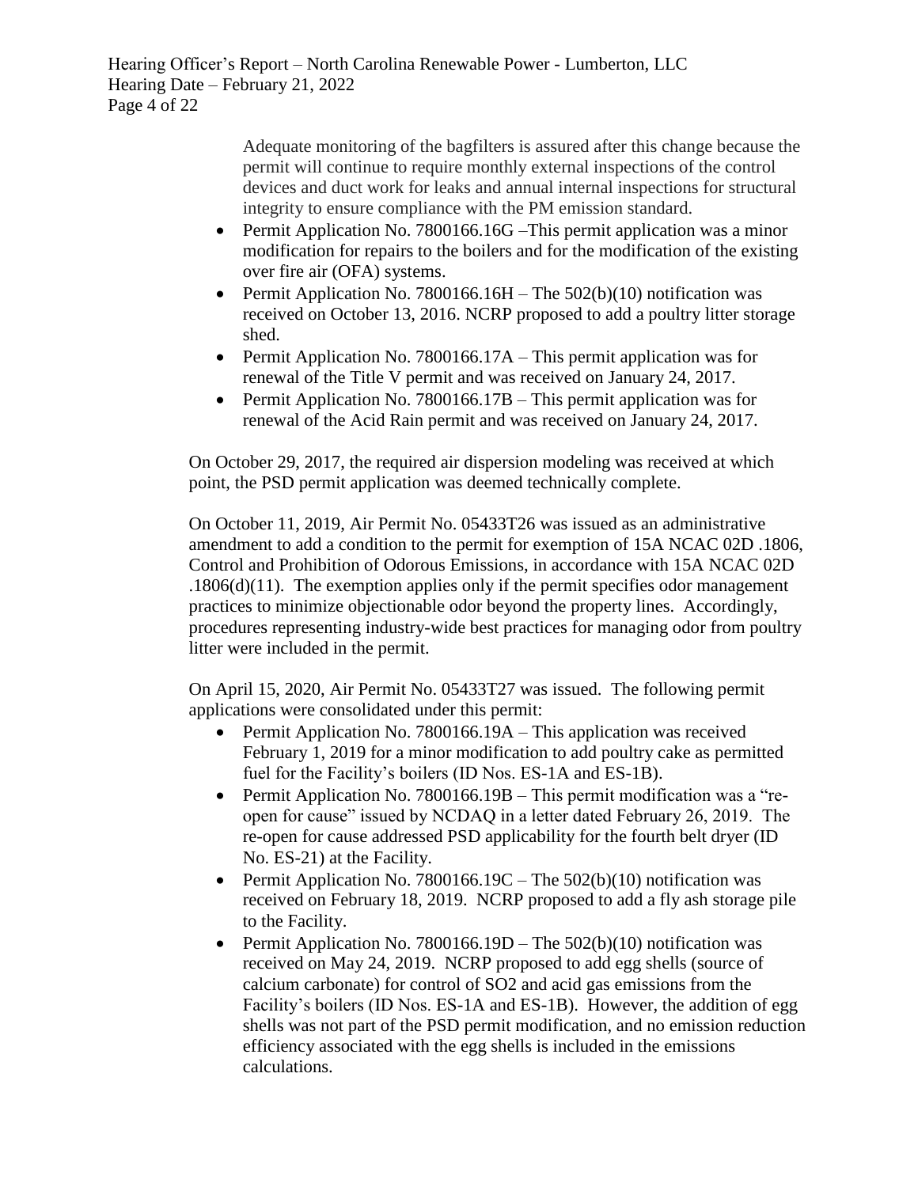Adequate monitoring of the bagfilters is assured after this change because the permit will continue to require monthly external inspections of the control devices and duct work for leaks and annual internal inspections for structural integrity to ensure compliance with the PM emission standard.

- Permit Application No. 7800166.16G –This permit application was a minor modification for repairs to the boilers and for the modification of the existing over fire air (OFA) systems.
- Permit Application No. 7800166.16H – The 502(b)(10) notification was received on October 13, 2016. NCRP proposed to add a poultry litter storage shed.
- Permit Application No. 7800166.17A – This permit application was for renewal of the Title V permit and was received on January 24, 2017.
- Permit Application No. 7800166.17B – This permit application was for renewal of the Acid Rain permit and was received on January 24, 2017.

On October 29, 2017, the required air dispersion modeling was received at which point, the PSD permit application was deemed technically complete.

On October 11, 2019, Air Permit No. 05433T26 was issued as an administrative amendment to add a condition to the permit for exemption of 15A NCAC 02D .1806, Control and Prohibition of Odorous Emissions, in accordance with 15A NCAC 02D .1806(d)(11). The exemption applies only if the permit specifies odor management practices to minimize objectionable odor beyond the property lines. Accordingly, procedures representing industry-wide best practices for managing odor from poultry litter were included in the permit.

On April 15, 2020, Air Permit No. 05433T27 was issued. The following permit applications were consolidated under this permit:

- Permit Application No. 7800166.19A – This application was received February 1, 2019 for a minor modification to add poultry cake as permitted fuel for the Facility's boilers (ID Nos. ES-1A and ES-1B).
- Permit Application No. 7800166.19B – This permit modification was a "re-open for cause" issued by NCDAQ in a letter dated February 26, 2019. The re-open for cause addressed PSD applicability for the fourth belt dryer (ID No. ES-21) at the Facility.
- Permit Application No. 7800166.19C – The 502(b)(10) notification was received on February 18, 2019. NCRP proposed to add a fly ash storage pile to the Facility.
- Permit Application No. 7800166.19D – The 502(b)(10) notification was received on May 24, 2019. NCRP proposed to add egg shells (source of calcium carbonate) for control of $SO_2$ and acid gas emissions from the Facility's boilers (ID Nos. ES-1A and ES-1B). However, the addition of egg shells was not part of the PSD permit modification, and no emission reduction efficiency associated with the egg shells is included in the emissions calculations.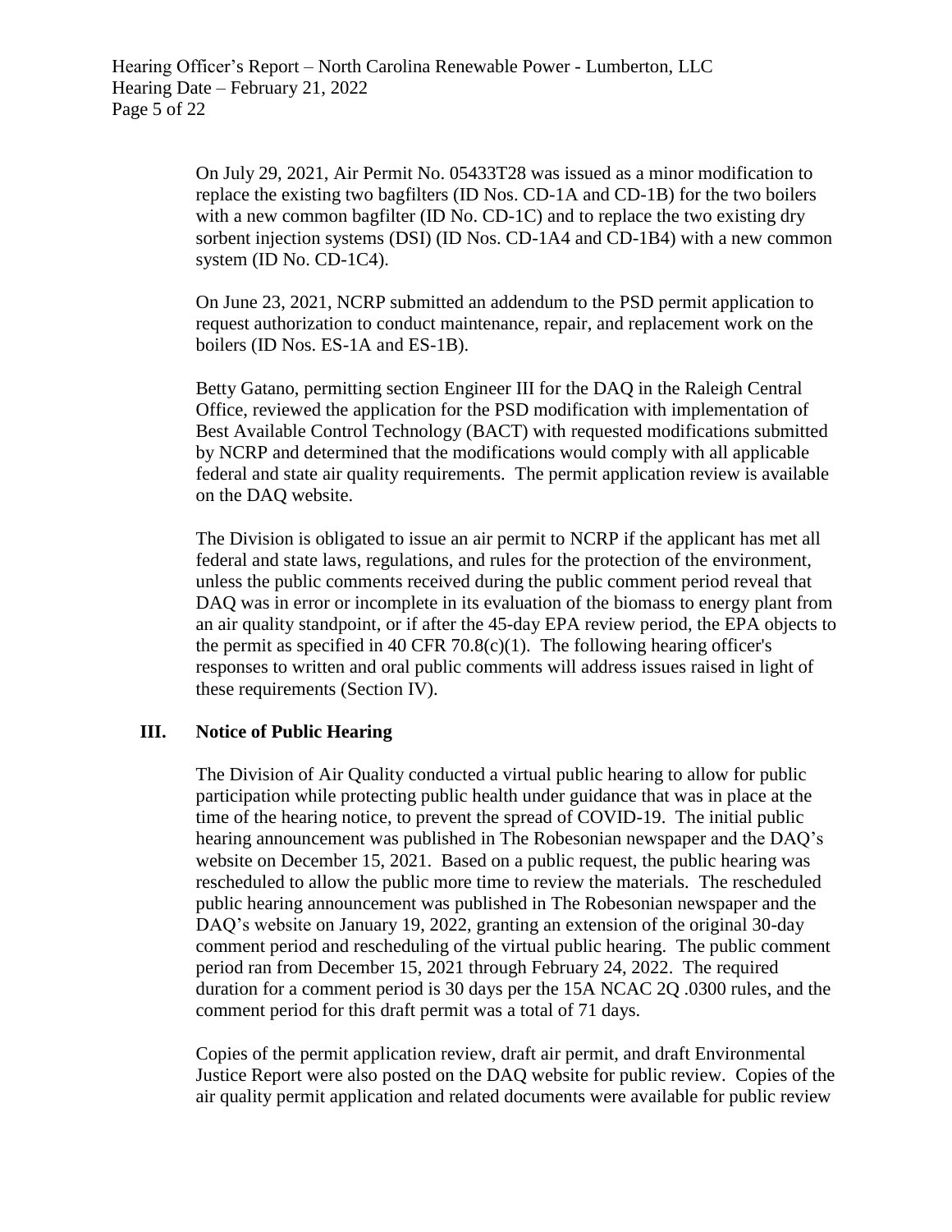On July 29, 2021, Air Permit No. 05433T28 was issued as a minor modification to replace the existing two bagfilters (ID Nos. CD-1A and CD-1B) for the two boilers with a new common bagfilter (ID No. CD-1C) and to replace the two existing dry sorbent injection systems (DSI) (ID Nos. CD-1A4 and CD-1B4) with a new common system (ID No. CD-1C4).

On June 23, 2021, NCRP submitted an addendum to the PSD permit application to request authorization to conduct maintenance, repair, and replacement work on the boilers (ID Nos. ES-1A and ES-1B).

Betty Gatano, permitting section Engineer III for the DAQ in the Raleigh Central Office, reviewed the application for the PSD modification with implementation of Best Available Control Technology (BACT) with requested modifications submitted by NCRP and determined that the modifications would comply with all applicable federal and state air quality requirements. The permit application review is available on the DAQ website.

The Division is obligated to issue an air permit to NCRP if the applicant has met all federal and state laws, regulations, and rules for the protection of the environment, unless the public comments received during the public comment period reveal that DAQ was in error or incomplete in its evaluation of the biomass to energy plant from an air quality standpoint, or if after the 45-day EPA review period, the EPA objects to the permit as specified in 40 CFR 70.8(c)(1). The following hearing officer's responses to written and oral public comments will address issues raised in light of these requirements (Section IV).

## III. Notice of Public Hearing

The Division of Air Quality conducted a virtual public hearing to allow for public participation while protecting public health under guidance that was in place at the time of the hearing notice, to prevent the spread of COVID-19. The initial public hearing announcement was published in The Robesonian newspaper and the DAQ's website on December 15, 2021. Based on a public request, the public hearing was rescheduled to allow the public more time to review the materials. The rescheduled public hearing announcement was published in The Robesonian newspaper and the DAQ's website on January 19, 2022, granting an extension of the original 30-day comment period and rescheduling of the virtual public hearing. The public comment period ran from December 15, 2021 through February 24, 2022. The required duration for a comment period is 30 days per the 15A NCAC 2Q .0300 rules, and the comment period for this draft permit was a total of 71 days.

Copies of the permit application review, draft air permit, and draft Environmental Justice Report were also posted on the DAQ website for public review. Copies of the air quality permit application and related documents were available for public review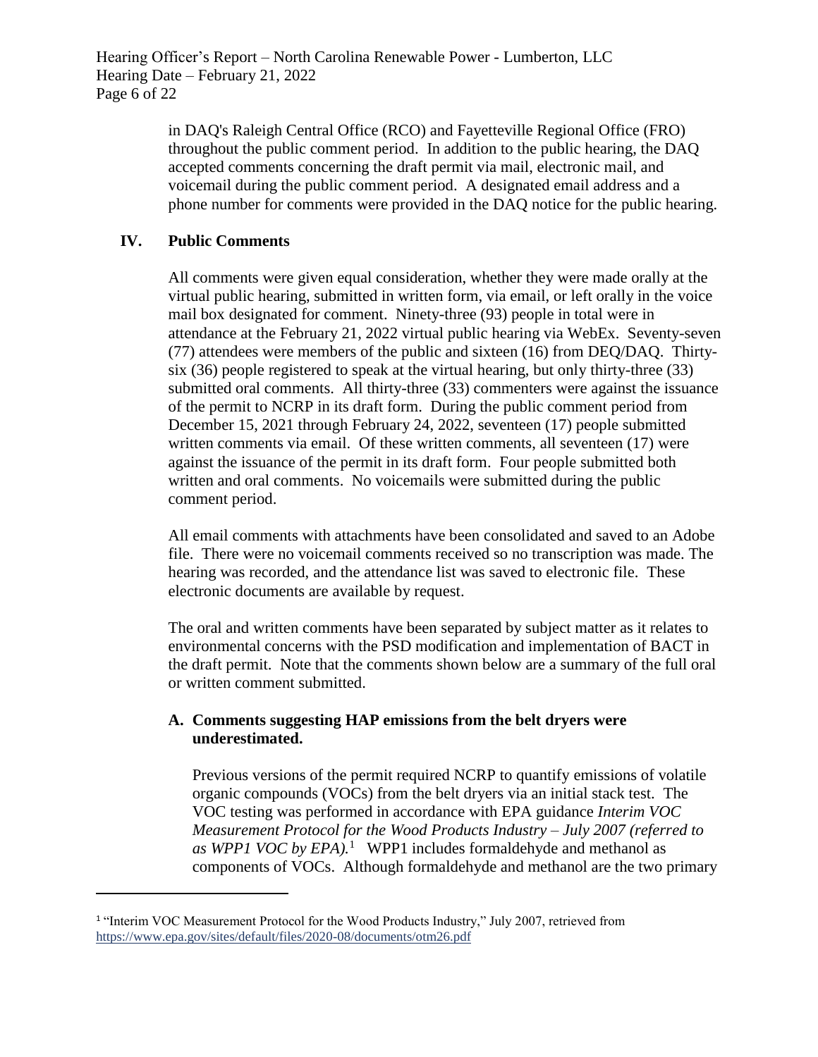in DAQ's Raleigh Central Office (RCO) and Fayetteville Regional Office (FRO) throughout the public comment period. In addition to the public hearing, the DAQ accepted comments concerning the draft permit via mail, electronic mail, and voicemail during the public comment period. A designated email address and a phone number for comments were provided in the DAQ notice for the public hearing.

## IV. Public Comments

All comments were given equal consideration, whether they were made orally at the virtual public hearing, submitted in written form, via email, or left orally in the voice mail box designated for comment. Ninety-three (93) people in total were in attendance at the February 21, 2022 virtual public hearing via WebEx. Seventy-seven (77) attendees were members of the public and sixteen (16) from DEQ/DAQ. Thirty-six (36) people registered to speak at the virtual hearing, but only thirty-three (33) submitted oral comments. All thirty-three (33) commenters were against the issuance of the permit to NCRP in its draft form. During the public comment period from December 15, 2021 through February 24, 2022, seventeen (17) people submitted written comments via email. Of these written comments, all seventeen (17) were against the issuance of the permit in its draft form. Four people submitted both written and oral comments. No voicemails were submitted during the public comment period.

All email comments with attachments have been consolidated and saved to an Adobe file. There were no voicemail comments received so no transcription was made. The hearing was recorded, and the attendance list was saved to electronic file. These electronic documents are available by request.

The oral and written comments have been separated by subject matter as it relates to environmental concerns with the PSD modification and implementation of BACT in the draft permit. Note that the comments shown below are a summary of the full oral or written comment submitted.

### A. Comments suggesting HAP emissions from the belt dryers were underestimated.

Previous versions of the permit required NCRP to quantify emissions of volatile organic compounds (VOCs) from the belt dryers via an initial stack test. The VOC testing was performed in accordance with EPA guidance *Interim VOC Measurement Protocol for the Wood Products Industry – July 2007 (referred to as WPP1 VOC by EPA).*[1] WPP1 includes formaldehyde and methanol as components of VOCs. Although formaldehyde and methanol are the two primary

[1] "Interim VOC Measurement Protocol for the Wood Products Industry," July 2007, retrieved from https://www.epa.gov/sites/default/files/2020-08/documents/otm26.pdf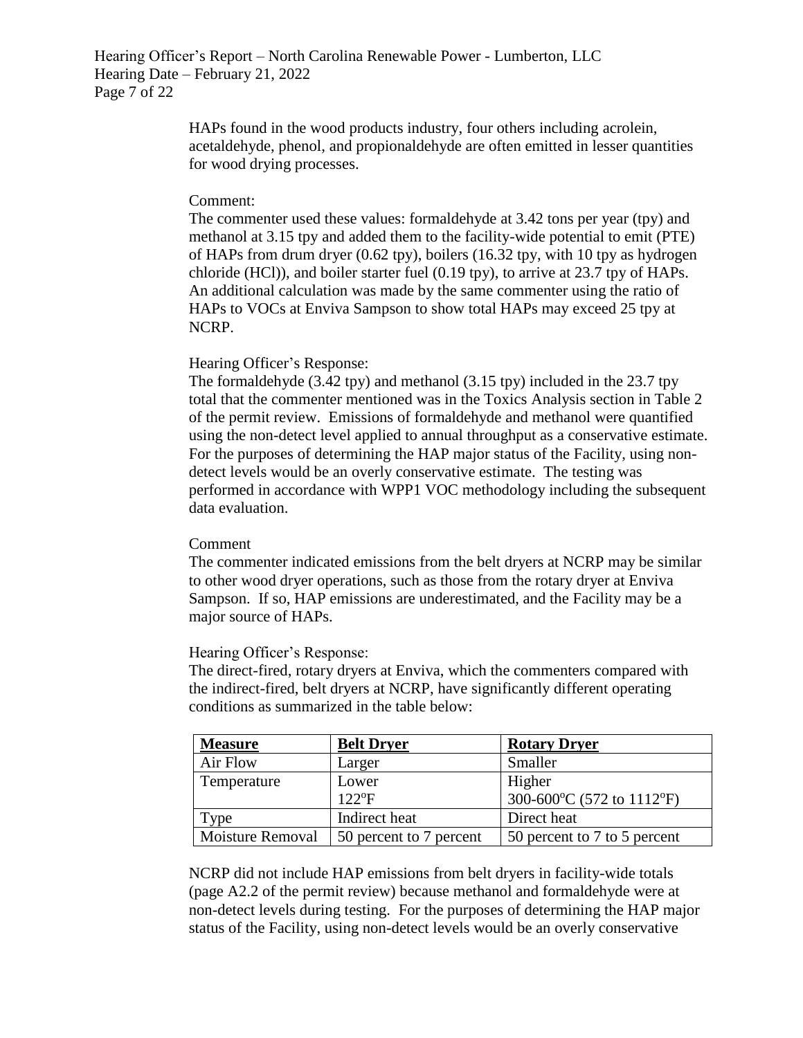HAPs found in the wood products industry, four others including acrolein, acetaldehyde, phenol, and propionaldehyde are often emitted in lesser quantities for wood drying processes.

Comment:

The commenter used these values: formaldehyde at 3.42 tons per year (tpy) and methanol at 3.15 tpy and added them to the facility-wide potential to emit (PTE) of HAPs from drum dryer (0.62 tpy), boilers (16.32 tpy, with 10 tpy as hydrogen chloride (HCl)), and boiler starter fuel (0.19 tpy), to arrive at 23.7 tpy of HAPs. An additional calculation was made by the same commenter using the ratio of HAPs to VOCs at Enviva Sampson to show total HAPs may exceed 25 tpy at NCRP.

Hearing Officer's Response:

The formaldehyde (3.42 tpy) and methanol (3.15 tpy) included in the 23.7 tpy total that the commenter mentioned was in the Toxics Analysis section in Table 2 of the permit review. Emissions of formaldehyde and methanol were quantified using the non-detect level applied to annual throughput as a conservative estimate. For the purposes of determining the HAP major status of the Facility, using non-detect levels would be an overly conservative estimate. The testing was performed in accordance with WPP1 VOC methodology including the subsequent data evaluation.

Comment

The commenter indicated emissions from the belt dryers at NCRP may be similar to other wood dryer operations, such as those from the rotary dryer at Enviva Sampson. If so, HAP emissions are underestimated, and the Facility may be a major source of HAPs.

Hearing Officer's Response:

The direct-fired, rotary dryers at Enviva, which the commenters compared with the indirect-fired, belt dryers at NCRP, have significantly different operating conditions as summarized in the table below:

| **Measure** | **Belt Dryer** | **Rotary Dryer** |
|---|---|---|
| Air Flow | Larger | Smaller |
| Temperature | Lower<br>122°F | Higher<br>300-600°C (572 to 1112°F) |
| Type | Indirect heat | Direct heat |
| Moisture Removal | 50 percent to 7 percent | 50 percent to 7 to 5 percent |

NCRP did not include HAP emissions from belt dryers in facility-wide totals (page A2.2 of the permit review) because methanol and formaldehyde were at non-detect levels during testing. For the purposes of determining the HAP major status of the Facility, using non-detect levels would be an overly conservative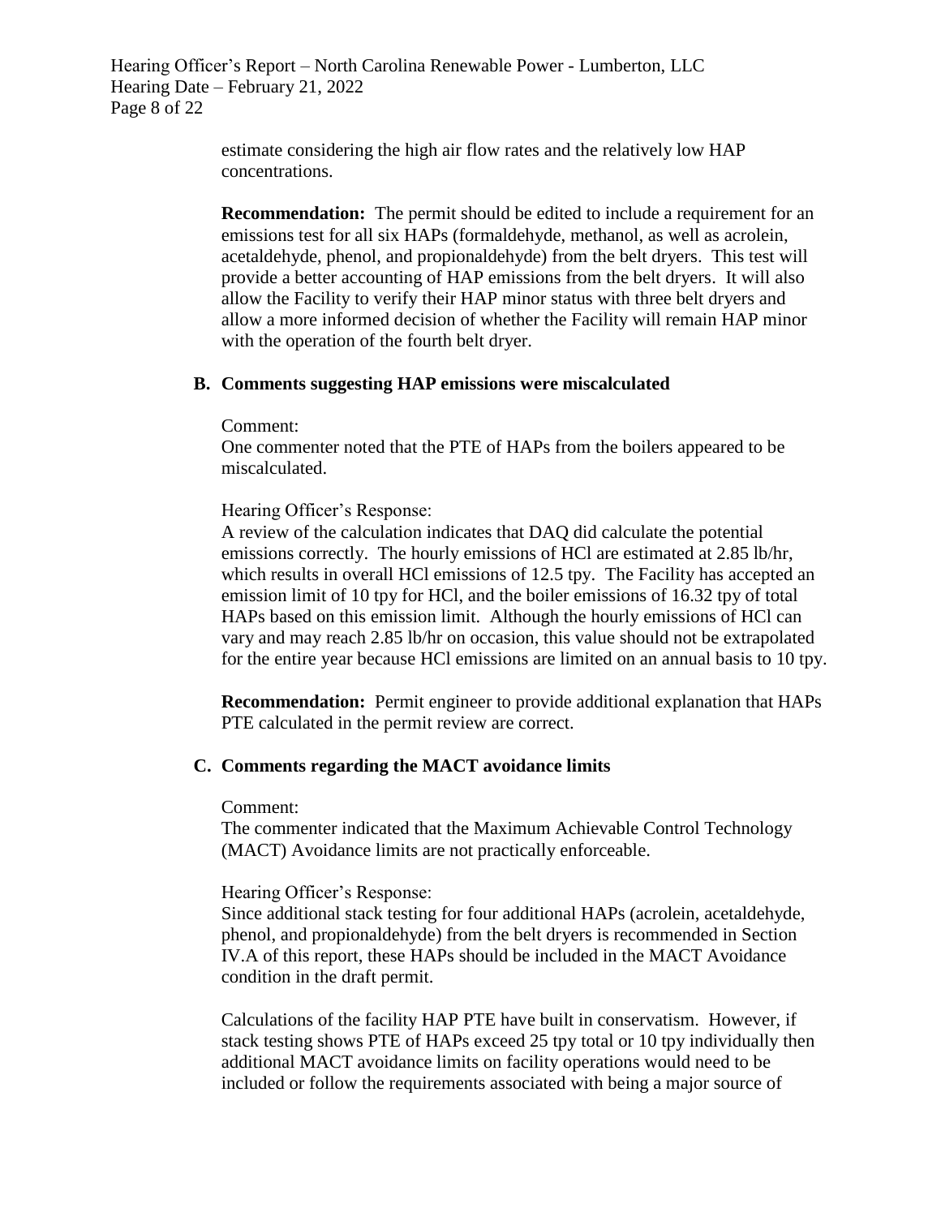estimate considering the high air flow rates and the relatively low HAP concentrations.

**Recommendation:** The permit should be edited to include a requirement for an emissions test for all six HAPs (formaldehyde, methanol, as well as acrolein, acetaldehyde, phenol, and propionaldehyde) from the belt dryers. This test will provide a better accounting of HAP emissions from the belt dryers. It will also allow the Facility to verify their HAP minor status with three belt dryers and allow a more informed decision of whether the Facility will remain HAP minor with the operation of the fourth belt dryer.

### B. Comments suggesting HAP emissions were miscalculated

Comment:
One commenter noted that the PTE of HAPs from the boilers appeared to be miscalculated.

Hearing Officer's Response:
A review of the calculation indicates that DAQ did calculate the potential emissions correctly. The hourly emissions of HCl are estimated at 2.85 lb/hr, which results in overall HCl emissions of 12.5 tpy. The Facility has accepted an emission limit of 10 tpy for HCl, and the boiler emissions of 16.32 tpy of total HAPs based on this emission limit. Although the hourly emissions of HCl can vary and may reach 2.85 lb/hr on occasion, this value should not be extrapolated for the entire year because HCl emissions are limited on an annual basis to 10 tpy.

**Recommendation:** Permit engineer to provide additional explanation that HAPs PTE calculated in the permit review are correct.

### C. Comments regarding the MACT avoidance limits

Comment:
The commenter indicated that the Maximum Achievable Control Technology (MACT) Avoidance limits are not practically enforceable.

Hearing Officer's Response:
Since additional stack testing for four additional HAPs (acrolein, acetaldehyde, phenol, and propionaldehyde) from the belt dryers is recommended in Section IV.A of this report, these HAPs should be included in the MACT Avoidance condition in the draft permit.

Calculations of the facility HAP PTE have built in conservatism. However, if stack testing shows PTE of HAPs exceed 25 tpy total or 10 tpy individually then additional MACT avoidance limits on facility operations would need to be included or follow the requirements associated with being a major source of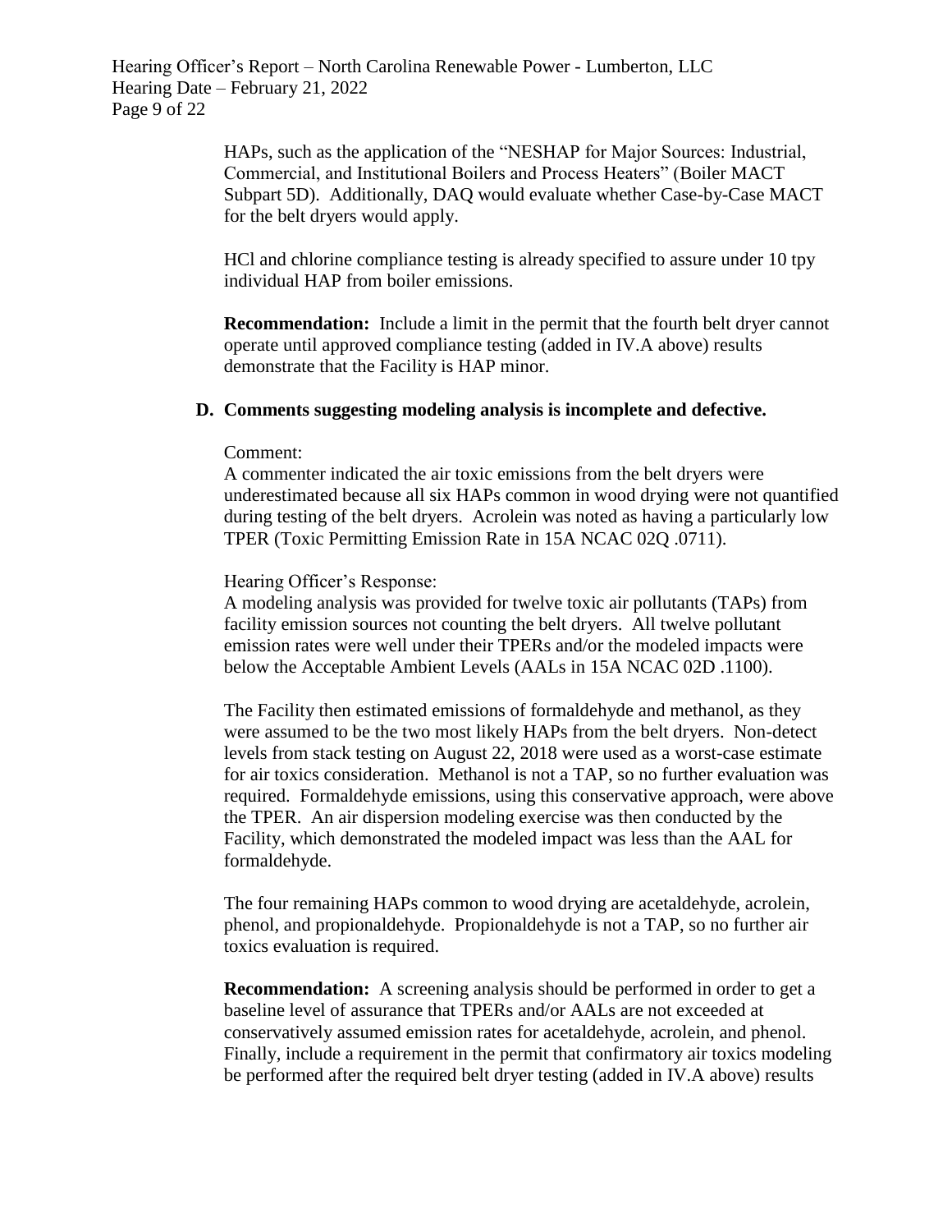HAPs, such as the application of the "NESHAP for Major Sources: Industrial, Commercial, and Institutional Boilers and Process Heaters" (Boiler MACT Subpart 5D). Additionally, DAQ would evaluate whether Case-by-Case MACT for the belt dryers would apply.

HCl and chlorine compliance testing is already specified to assure under 10 tpy individual HAP from boiler emissions.

**Recommendation:** Include a limit in the permit that the fourth belt dryer cannot operate until approved compliance testing (added in IV.A above) results demonstrate that the Facility is HAP minor.

### D. Comments suggesting modeling analysis is incomplete and defective.

Comment:
A commenter indicated the air toxic emissions from the belt dryers were underestimated because all six HAPs common in wood drying were not quantified during testing of the belt dryers. Acrolein was noted as having a particularly low TPER (Toxic Permitting Emission Rate in 15A NCAC 02Q .0711).

Hearing Officer's Response:
A modeling analysis was provided for twelve toxic air pollutants (TAPs) from facility emission sources not counting the belt dryers. All twelve pollutant emission rates were well under their TPERs and/or the modeled impacts were below the Acceptable Ambient Levels (AALs in 15A NCAC 02D .1100).

The Facility then estimated emissions of formaldehyde and methanol, as they were assumed to be the two most likely HAPs from the belt dryers. Non-detect levels from stack testing on August 22, 2018 were used as a worst-case estimate for air toxics consideration. Methanol is not a TAP, so no further evaluation was required. Formaldehyde emissions, using this conservative approach, were above the TPER. An air dispersion modeling exercise was then conducted by the Facility, which demonstrated the modeled impact was less than the AAL for formaldehyde.

The four remaining HAPs common to wood drying are acetaldehyde, acrolein, phenol, and propionaldehyde. Propionaldehyde is not a TAP, so no further air toxics evaluation is required.

**Recommendation:** A screening analysis should be performed in order to get a baseline level of assurance that TPERs and/or AALs are not exceeded at conservatively assumed emission rates for acetaldehyde, acrolein, and phenol. Finally, include a requirement in the permit that confirmatory air toxics modeling be performed after the required belt dryer testing (added in IV.A above) results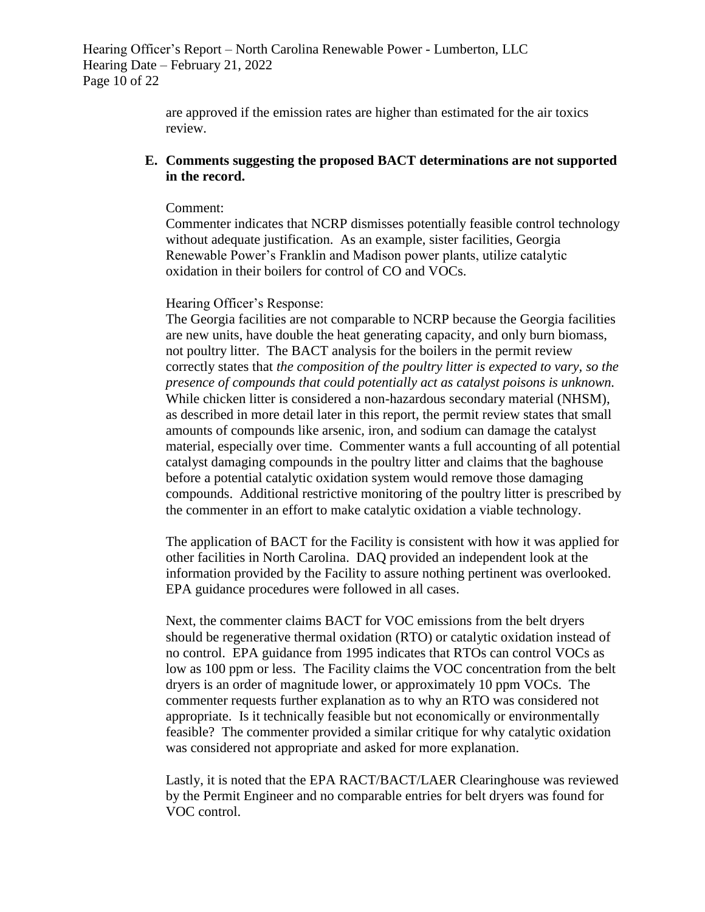are approved if the emission rates are higher than estimated for the air toxics review.

**E. Comments suggesting the proposed BACT determinations are not supported in the record.**

Comment:
Commenter indicates that NCRP dismisses potentially feasible control technology without adequate justification. As an example, sister facilities, Georgia Renewable Power's Franklin and Madison power plants, utilize catalytic oxidation in their boilers for control of CO and VOCs.

Hearing Officer's Response:
The Georgia facilities are not comparable to NCRP because the Georgia facilities are new units, have double the heat generating capacity, and only burn biomass, not poultry litter. The BACT analysis for the boilers in the permit review correctly states that *the composition of the poultry litter is expected to vary, so the presence of compounds that could potentially act as catalyst poisons is unknown.* While chicken litter is considered a non-hazardous secondary material (NHSM), as described in more detail later in this report, the permit review states that small amounts of compounds like arsenic, iron, and sodium can damage the catalyst material, especially over time. Commenter wants a full accounting of all potential catalyst damaging compounds in the poultry litter and claims that the baghouse before a potential catalytic oxidation system would remove those damaging compounds. Additional restrictive monitoring of the poultry litter is prescribed by the commenter in an effort to make catalytic oxidation a viable technology.

The application of BACT for the Facility is consistent with how it was applied for other facilities in North Carolina. DAQ provided an independent look at the information provided by the Facility to assure nothing pertinent was overlooked. EPA guidance procedures were followed in all cases.

Next, the commenter claims BACT for VOC emissions from the belt dryers should be regenerative thermal oxidation (RTO) or catalytic oxidation instead of no control. EPA guidance from 1995 indicates that RTOs can control VOCs as low as 100 ppm or less. The Facility claims the VOC concentration from the belt dryers is an order of magnitude lower, or approximately 10 ppm VOCs. The commenter requests further explanation as to why an RTO was considered not appropriate. Is it technically feasible but not economically or environmentally feasible? The commenter provided a similar critique for why catalytic oxidation was considered not appropriate and asked for more explanation.

Lastly, it is noted that the EPA RACT/BACT/LAER Clearinghouse was reviewed by the Permit Engineer and no comparable entries for belt dryers was found for VOC control.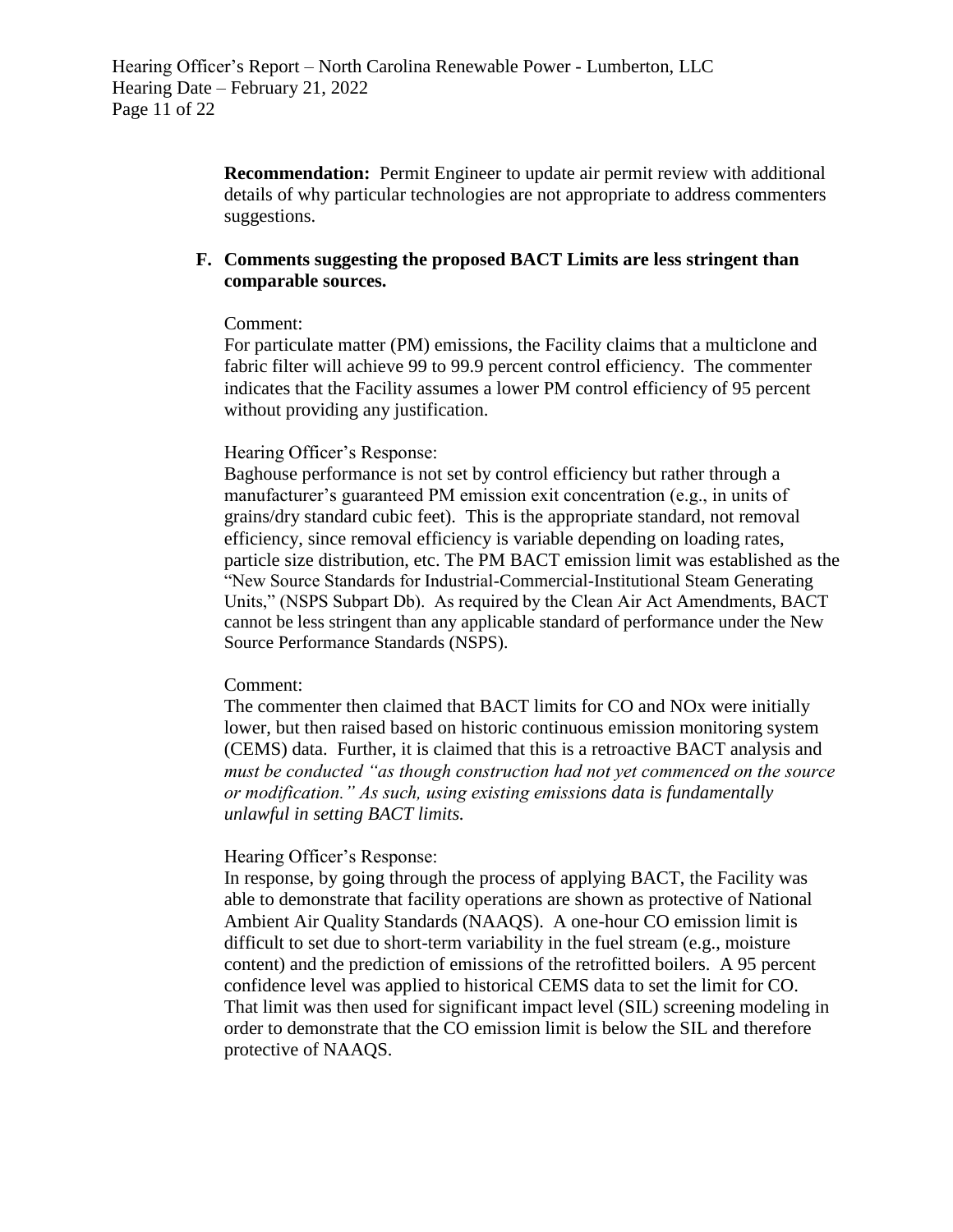**Recommendation:** Permit Engineer to update air permit review with additional details of why particular technologies are not appropriate to address commenters suggestions.

**F. Comments suggesting the proposed BACT Limits are less stringent than comparable sources.**

Comment:
For particulate matter (PM) emissions, the Facility claims that a multiclone and fabric filter will achieve 99 to 99.9 percent control efficiency. The commenter indicates that the Facility assumes a lower PM control efficiency of 95 percent without providing any justification.

Hearing Officer's Response:
Baghouse performance is not set by control efficiency but rather through a manufacturer's guaranteed PM emission exit concentration (e.g., in units of grains/dry standard cubic feet). This is the appropriate standard, not removal efficiency, since removal efficiency is variable depending on loading rates, particle size distribution, etc. The PM BACT emission limit was established as the "New Source Standards for Industrial-Commercial-Institutional Steam Generating Units," (NSPS Subpart Db). As required by the Clean Air Act Amendments, BACT cannot be less stringent than any applicable standard of performance under the New Source Performance Standards (NSPS).

Comment:
The commenter then claimed that BACT limits for CO and NOx were initially lower, but then raised based on historic continuous emission monitoring system (CEMS) data. Further, it is claimed that this is a retroactive BACT analysis and *must be conducted "as though construction had not yet commenced on the source or modification." As such, using existing emissions data is fundamentally unlawful in setting BACT limits.*

Hearing Officer's Response:
In response, by going through the process of applying BACT, the Facility was able to demonstrate that facility operations are shown as protective of National Ambient Air Quality Standards (NAAQS). A one-hour CO emission limit is difficult to set due to short-term variability in the fuel stream (e.g., moisture content) and the prediction of emissions of the retrofitted boilers. A 95 percent confidence level was applied to historical CEMS data to set the limit for CO. That limit was then used for significant impact level (SIL) screening modeling in order to demonstrate that the CO emission limit is below the SIL and therefore protective of NAAQS.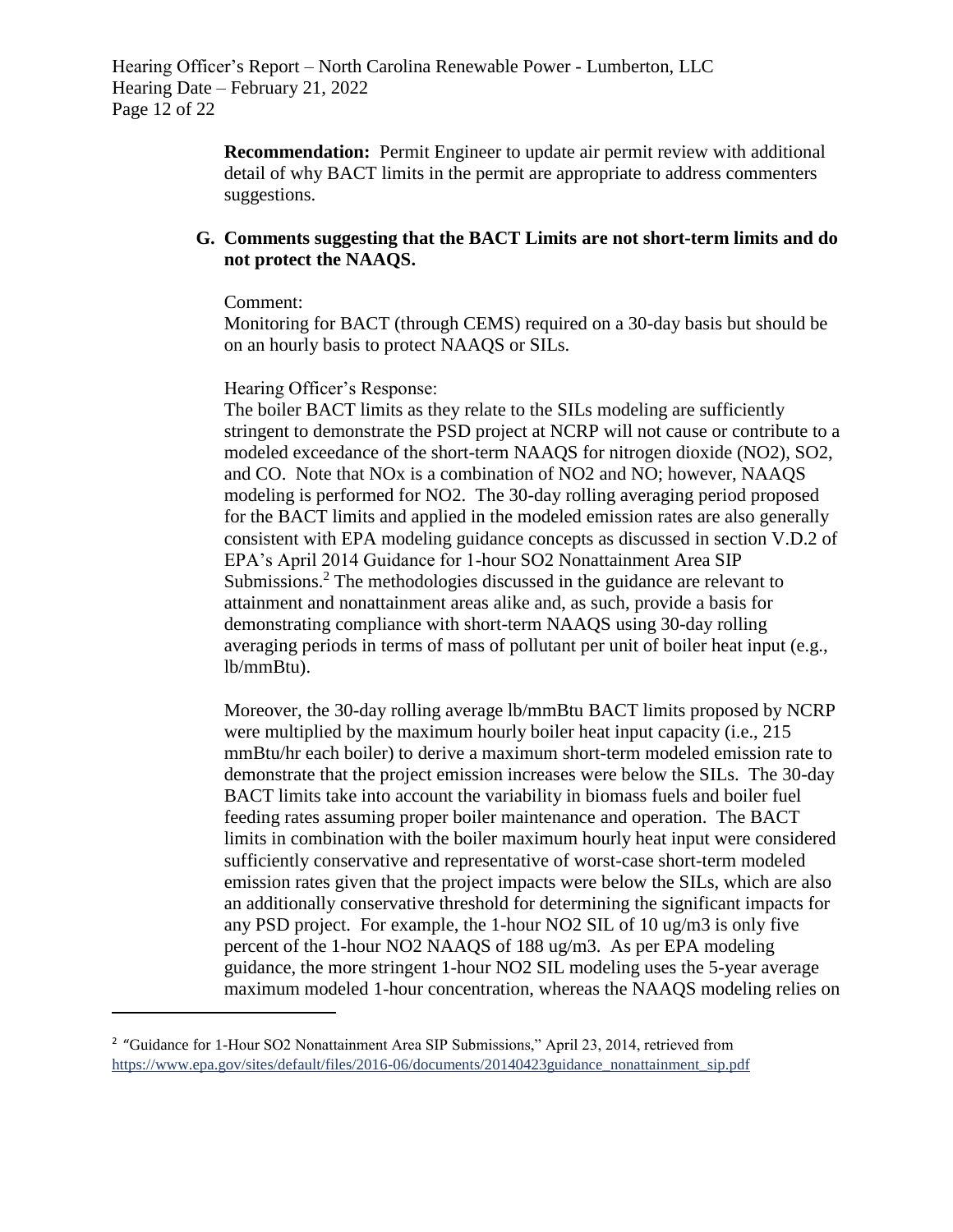**Recommendation:** Permit Engineer to update air permit review with additional detail of why BACT limits in the permit are appropriate to address commenters suggestions.

### G. Comments suggesting that the BACT Limits are not short-term limits and do not protect the NAAQS.

Comment:
Monitoring for BACT (through CEMS) required on a 30-day basis but should be on an hourly basis to protect NAAQS or SILs.

Hearing Officer's Response:
The boiler BACT limits as they relate to the SILs modeling are sufficiently stringent to demonstrate the PSD project at NCRP will not cause or contribute to a modeled exceedance of the short-term NAAQS for nitrogen dioxide ($NO_2$), $SO_2$, and CO. Note that NOx is a combination of $NO_2$ and NO; however, NAAQS modeling is performed for $NO_2$. The 30-day rolling averaging period proposed for the BACT limits and applied in the modeled emission rates are also generally consistent with EPA modeling guidance concepts as discussed in section V.D.2 of EPA's April 2014 Guidance for 1-hour $SO_2$ Nonattainment Area SIP Submissions.[2] The methodologies discussed in the guidance are relevant to attainment and nonattainment areas alike and, as such, provide a basis for demonstrating compliance with short-term NAAQS using 30-day rolling averaging periods in terms of mass of pollutant per unit of boiler heat input (e.g., lb/mmBtu).

Moreover, the 30-day rolling average lb/mmBtu BACT limits proposed by NCRP were multiplied by the maximum hourly boiler heat input capacity (i.e., 215 mmBtu/hr each boiler) to derive a maximum short-term modeled emission rate to demonstrate that the project emission increases were below the SILs. The 30-day BACT limits take into account the variability in biomass fuels and boiler fuel feeding rates assuming proper boiler maintenance and operation. The BACT limits in combination with the boiler maximum hourly heat input were considered sufficiently conservative and representative of worst-case short-term modeled emission rates given that the project impacts were below the SILs, which are also an additionally conservative threshold for determining the significant impacts for any PSD project. For example, the 1-hour $NO_2$ SIL of 10 ug/m3 is only five percent of the 1-hour $NO_2$ NAAQS of 188 ug/m3. As per EPA modeling guidance, the more stringent 1-hour $NO_2$ SIL modeling uses the 5-year average maximum modeled 1-hour concentration, whereas the NAAQS modeling relies on

---

[2] "Guidance for 1-Hour SO2 Nonattainment Area SIP Submissions," April 23, 2014, retrieved from https://www.epa.gov/sites/default/files/2016-06/documents/20140423guidance_nonattainment_sip.pdf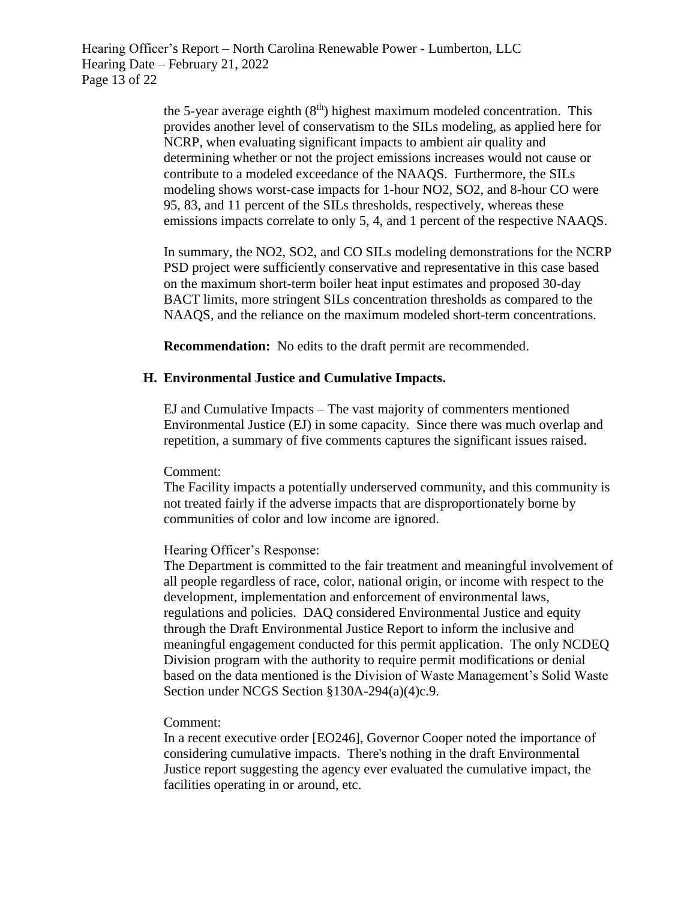the 5-year average eighth (8th) highest maximum modeled concentration. This provides another level of conservatism to the SILs modeling, as applied here for NCRP, when evaluating significant impacts to ambient air quality and determining whether or not the project emissions increases would not cause or contribute to a modeled exceedance of the NAAQS. Furthermore, the SILs modeling shows worst-case impacts for 1-hour NO2, SO2, and 8-hour CO were 95, 83, and 11 percent of the SILs thresholds, respectively, whereas these emissions impacts correlate to only 5, 4, and 1 percent of the respective NAAQS.

In summary, the NO2, SO2, and CO SILs modeling demonstrations for the NCRP PSD project were sufficiently conservative and representative in this case based on the maximum short-term boiler heat input estimates and proposed 30-day BACT limits, more stringent SILs concentration thresholds as compared to the NAAQS, and the reliance on the maximum modeled short-term concentrations.

**Recommendation:** No edits to the draft permit are recommended.

### H. Environmental Justice and Cumulative Impacts.

EJ and Cumulative Impacts – The vast majority of commenters mentioned Environmental Justice (EJ) in some capacity. Since there was much overlap and repetition, a summary of five comments captures the significant issues raised.

Comment:
The Facility impacts a potentially underserved community, and this community is not treated fairly if the adverse impacts that are disproportionately borne by communities of color and low income are ignored.

Hearing Officer's Response:
The Department is committed to the fair treatment and meaningful involvement of all people regardless of race, color, national origin, or income with respect to the development, implementation and enforcement of environmental laws, regulations and policies. DAQ considered Environmental Justice and equity through the Draft Environmental Justice Report to inform the inclusive and meaningful engagement conducted for this permit application. The only NCDEQ Division program with the authority to require permit modifications or denial based on the data mentioned is the Division of Waste Management's Solid Waste Section under NCGS Section §130A-294(a)(4)c.9.

Comment:
In a recent executive order [EO246], Governor Cooper noted the importance of considering cumulative impacts. There's nothing in the draft Environmental Justice report suggesting the agency ever evaluated the cumulative impact, the facilities operating in or around, etc.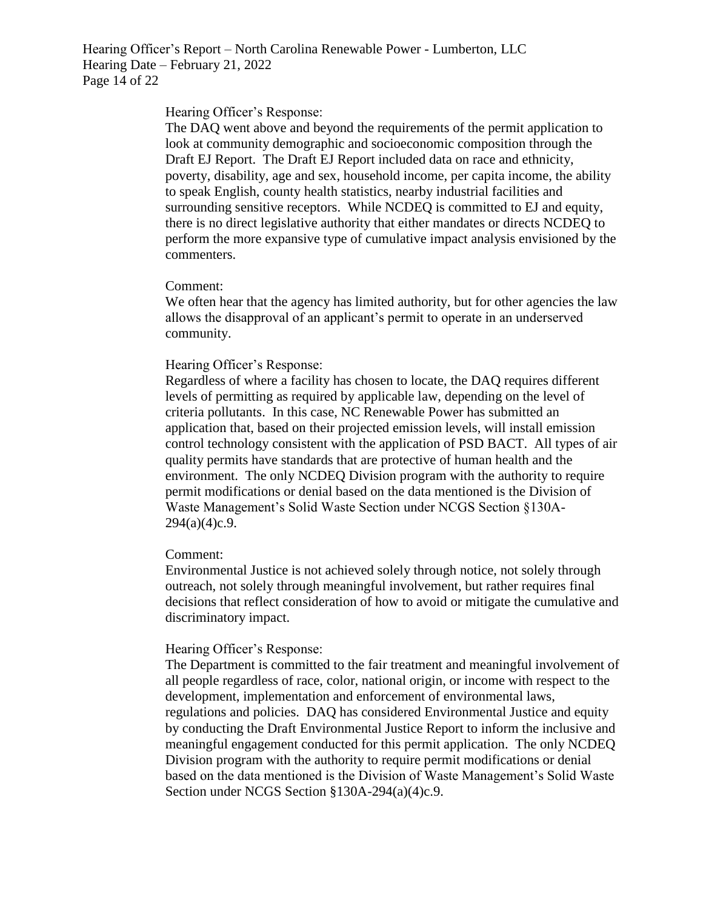Hearing Officer's Response:

The DAQ went above and beyond the requirements of the permit application to look at community demographic and socioeconomic composition through the Draft EJ Report. The Draft EJ Report included data on race and ethnicity, poverty, disability, age and sex, household income, per capita income, the ability to speak English, county health statistics, nearby industrial facilities and surrounding sensitive receptors. While NCDEQ is committed to EJ and equity, there is no direct legislative authority that either mandates or directs NCDEQ to perform the more expansive type of cumulative impact analysis envisioned by the commenters.

Comment:

We often hear that the agency has limited authority, but for other agencies the law allows the disapproval of an applicant's permit to operate in an underserved community.

Hearing Officer's Response:

Regardless of where a facility has chosen to locate, the DAQ requires different levels of permitting as required by applicable law, depending on the level of criteria pollutants. In this case, NC Renewable Power has submitted an application that, based on their projected emission levels, will install emission control technology consistent with the application of PSD BACT. All types of air quality permits have standards that are protective of human health and the environment. The only NCDEQ Division program with the authority to require permit modifications or denial based on the data mentioned is the Division of Waste Management's Solid Waste Section under NCGS Section §130A-294(a)(4)c.9.

Comment:

Environmental Justice is not achieved solely through notice, not solely through outreach, not solely through meaningful involvement, but rather requires final decisions that reflect consideration of how to avoid or mitigate the cumulative and discriminatory impact.

Hearing Officer's Response:

The Department is committed to the fair treatment and meaningful involvement of all people regardless of race, color, national origin, or income with respect to the development, implementation and enforcement of environmental laws, regulations and policies. DAQ has considered Environmental Justice and equity by conducting the Draft Environmental Justice Report to inform the inclusive and meaningful engagement conducted for this permit application. The only NCDEQ Division program with the authority to require permit modifications or denial based on the data mentioned is the Division of Waste Management's Solid Waste Section under NCGS Section §130A-294(a)(4)c.9.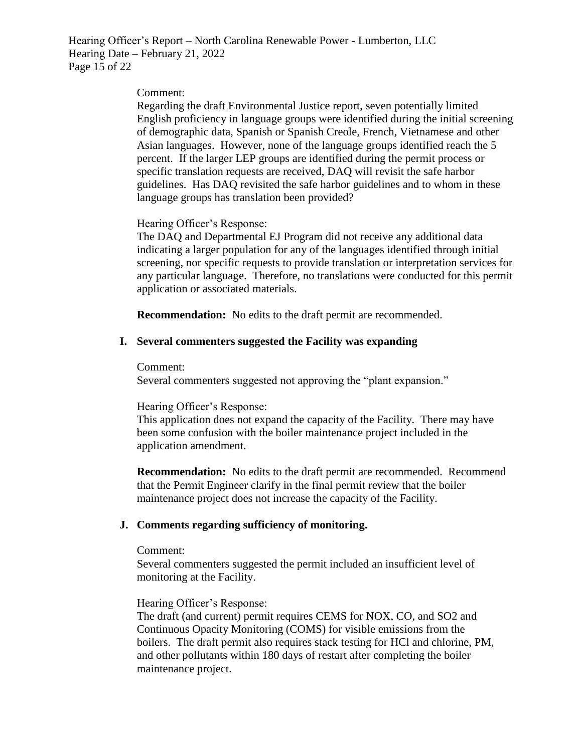Comment:
Regarding the draft Environmental Justice report, seven potentially limited English proficiency in language groups were identified during the initial screening of demographic data, Spanish or Spanish Creole, French, Vietnamese and other Asian languages. However, none of the language groups identified reach the 5 percent. If the larger LEP groups are identified during the permit process or specific translation requests are received, DAQ will revisit the safe harbor guidelines. Has DAQ revisited the safe harbor guidelines and to whom in these language groups has translation been provided?

Hearing Officer's Response:
The DAQ and Departmental EJ Program did not receive any additional data indicating a larger population for any of the languages identified through initial screening, nor specific requests to provide translation or interpretation services for any particular language. Therefore, no translations were conducted for this permit application or associated materials.

**Recommendation:** No edits to the draft permit are recommended.

## I. Several commenters suggested the Facility was expanding

Comment:
Several commenters suggested not approving the "plant expansion."

Hearing Officer's Response:
This application does not expand the capacity of the Facility. There may have been some confusion with the boiler maintenance project included in the application amendment.

**Recommendation:** No edits to the draft permit are recommended. Recommend that the Permit Engineer clarify in the final permit review that the boiler maintenance project does not increase the capacity of the Facility.

## J. Comments regarding sufficiency of monitoring.

Comment:
Several commenters suggested the permit included an insufficient level of monitoring at the Facility.

Hearing Officer's Response:
The draft (and current) permit requires CEMS for NOX, CO, and SO2 and Continuous Opacity Monitoring (COMS) for visible emissions from the boilers. The draft permit also requires stack testing for HCl and chlorine, PM, and other pollutants within 180 days of restart after completing the boiler maintenance project.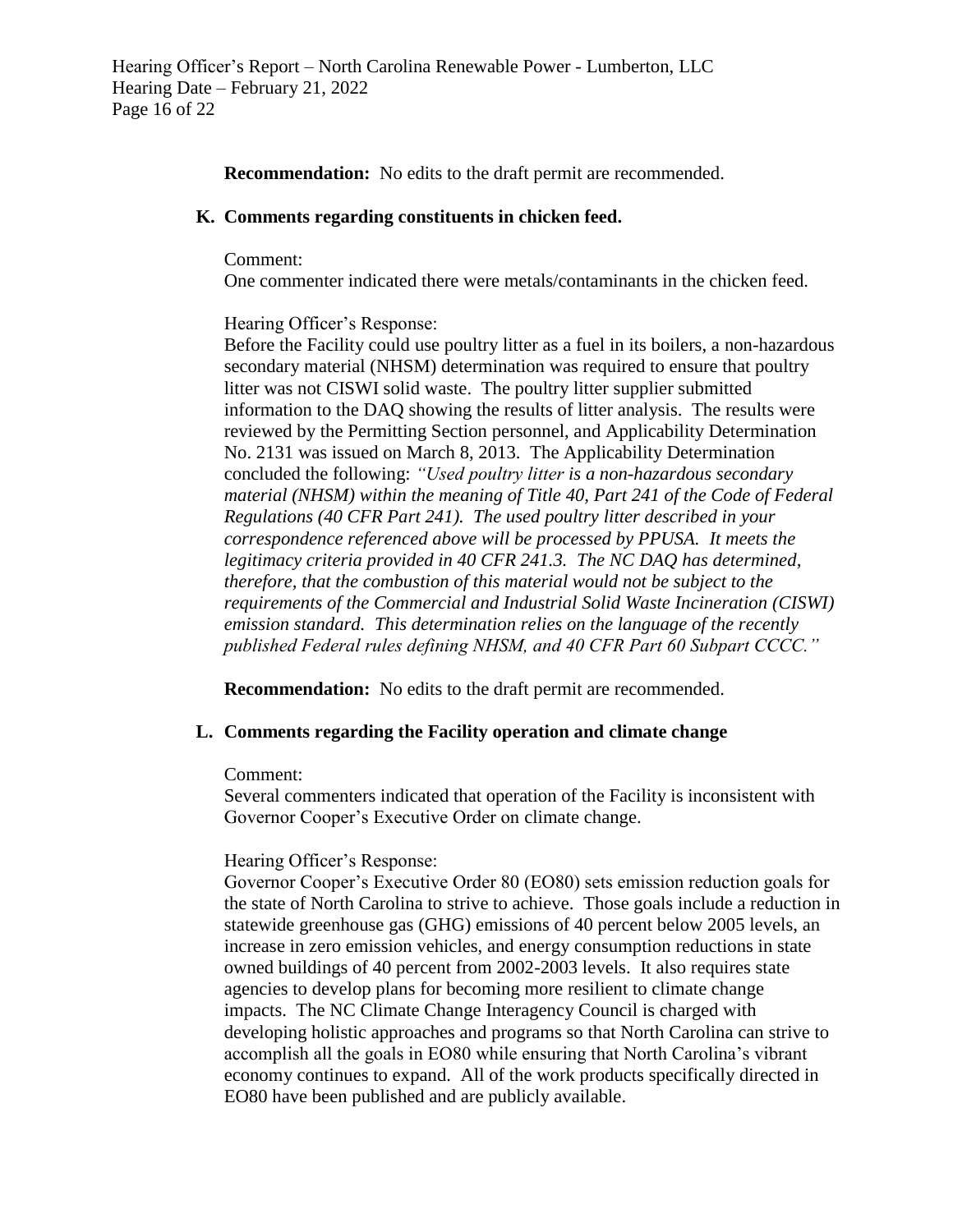**Recommendation:** No edits to the draft permit are recommended.

### K. Comments regarding constituents in chicken feed.

Comment:
One commenter indicated there were metals/contaminants in the chicken feed.

Hearing Officer's Response:
Before the Facility could use poultry litter as a fuel in its boilers, a non-hazardous secondary material (NHSM) determination was required to ensure that poultry litter was not CISWI solid waste. The poultry litter supplier submitted information to the DAQ showing the results of litter analysis. The results were reviewed by the Permitting Section personnel, and Applicability Determination No. 2131 was issued on March 8, 2013. The Applicability Determination concluded the following: *"Used poultry litter is a non-hazardous secondary material (NHSM) within the meaning of Title 40, Part 241 of the Code of Federal Regulations (40 CFR Part 241). The used poultry litter described in your correspondence referenced above will be processed by PPUSA. It meets the legitimacy criteria provided in 40 CFR 241.3. The NC DAQ has determined, therefore, that the combustion of this material would not be subject to the requirements of the Commercial and Industrial Solid Waste Incineration (CISWI) emission standard. This determination relies on the language of the recently published Federal rules defining NHSM, and 40 CFR Part 60 Subpart CCCC."*

**Recommendation:** No edits to the draft permit are recommended.

### L. Comments regarding the Facility operation and climate change

Comment:
Several commenters indicated that operation of the Facility is inconsistent with Governor Cooper's Executive Order on climate change.

Hearing Officer's Response:
Governor Cooper's Executive Order 80 (EO80) sets emission reduction goals for the state of North Carolina to strive to achieve. Those goals include a reduction in statewide greenhouse gas (GHG) emissions of 40 percent below 2005 levels, an increase in zero emission vehicles, and energy consumption reductions in state owned buildings of 40 percent from 2002-2003 levels. It also requires state agencies to develop plans for becoming more resilient to climate change impacts. The NC Climate Change Interagency Council is charged with developing holistic approaches and programs so that North Carolina can strive to accomplish all the goals in EO80 while ensuring that North Carolina's vibrant economy continues to expand. All of the work products specifically directed in EO80 have been published and are publicly available.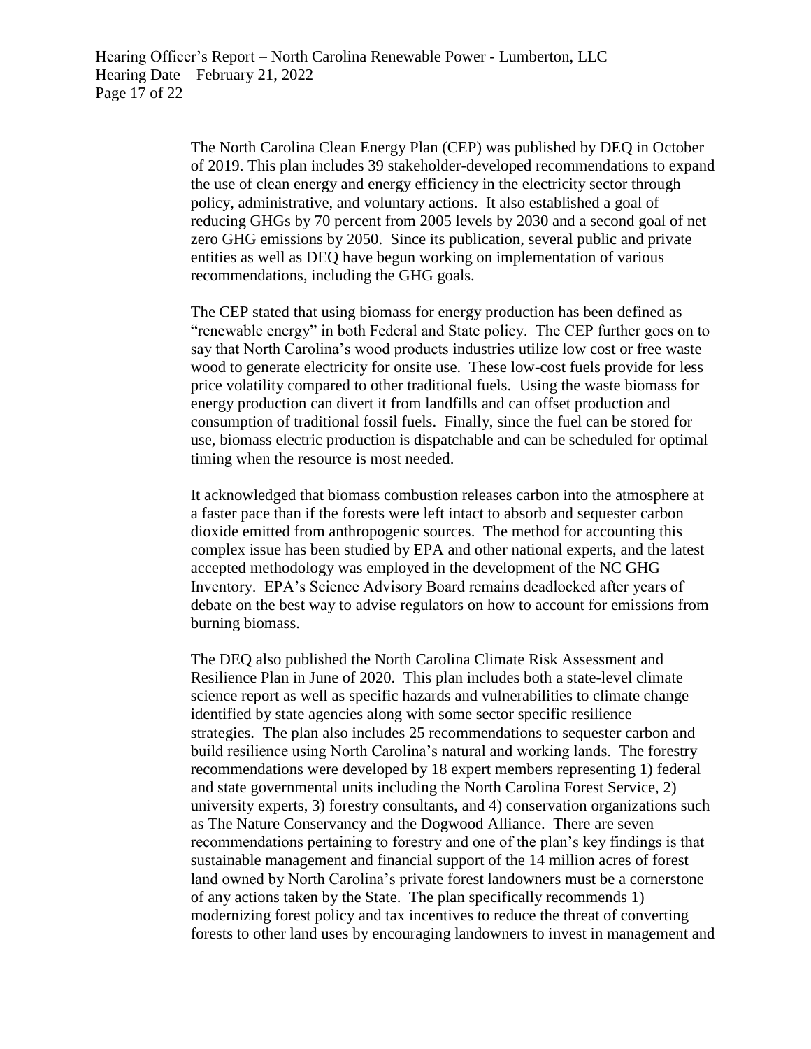The North Carolina Clean Energy Plan (CEP) was published by DEQ in October of 2019. This plan includes 39 stakeholder-developed recommendations to expand the use of clean energy and energy efficiency in the electricity sector through policy, administrative, and voluntary actions. It also established a goal of reducing GHGs by 70 percent from 2005 levels by 2030 and a second goal of net zero GHG emissions by 2050. Since its publication, several public and private entities as well as DEQ have begun working on implementation of various recommendations, including the GHG goals.

The CEP stated that using biomass for energy production has been defined as "renewable energy" in both Federal and State policy. The CEP further goes on to say that North Carolina's wood products industries utilize low cost or free waste wood to generate electricity for onsite use. These low-cost fuels provide for less price volatility compared to other traditional fuels. Using the waste biomass for energy production can divert it from landfills and can offset production and consumption of traditional fossil fuels. Finally, since the fuel can be stored for use, biomass electric production is dispatchable and can be scheduled for optimal timing when the resource is most needed.

It acknowledged that biomass combustion releases carbon into the atmosphere at a faster pace than if the forests were left intact to absorb and sequester carbon dioxide emitted from anthropogenic sources. The method for accounting this complex issue has been studied by EPA and other national experts, and the latest accepted methodology was employed in the development of the NC GHG Inventory. EPA's Science Advisory Board remains deadlocked after years of debate on the best way to advise regulators on how to account for emissions from burning biomass.

The DEQ also published the North Carolina Climate Risk Assessment and Resilience Plan in June of 2020. This plan includes both a state-level climate science report as well as specific hazards and vulnerabilities to climate change identified by state agencies along with some sector specific resilience strategies. The plan also includes 25 recommendations to sequester carbon and build resilience using North Carolina's natural and working lands. The forestry recommendations were developed by 18 expert members representing 1) federal and state governmental units including the North Carolina Forest Service, 2) university experts, 3) forestry consultants, and 4) conservation organizations such as The Nature Conservancy and the Dogwood Alliance. There are seven recommendations pertaining to forestry and one of the plan's key findings is that sustainable management and financial support of the 14 million acres of forest land owned by North Carolina's private forest landowners must be a cornerstone of any actions taken by the State. The plan specifically recommends 1) modernizing forest policy and tax incentives to reduce the threat of converting forests to other land uses by encouraging landowners to invest in management and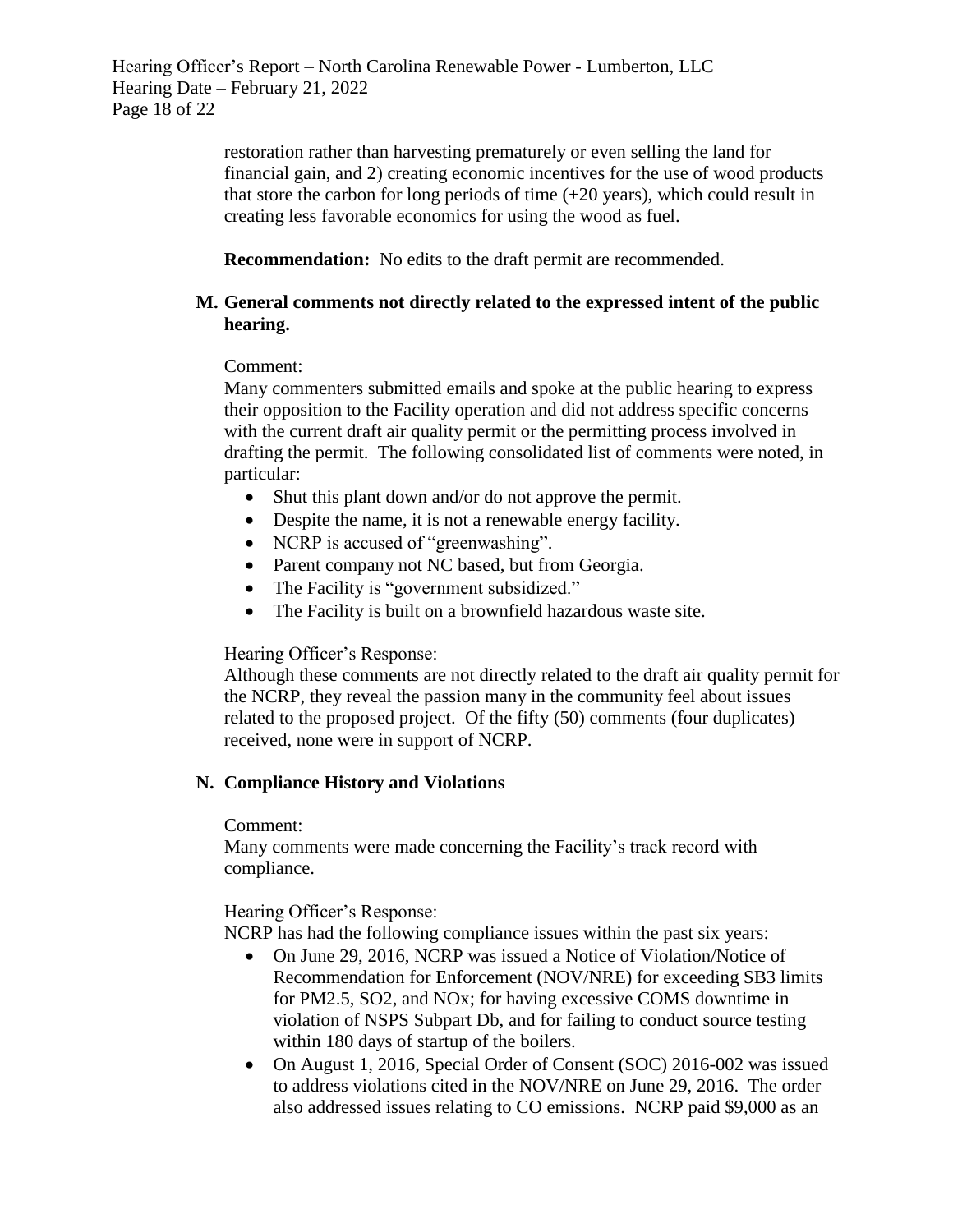restoration rather than harvesting prematurely or even selling the land for financial gain, and 2) creating economic incentives for the use of wood products that store the carbon for long periods of time (+20 years), which could result in creating less favorable economics for using the wood as fuel.

**Recommendation:** No edits to the draft permit are recommended.

### M. General comments not directly related to the expressed intent of the public hearing.

Comment:

Many commenters submitted emails and spoke at the public hearing to express their opposition to the Facility operation and did not address specific concerns with the current draft air quality permit or the permitting process involved in drafting the permit. The following consolidated list of comments were noted, in particular:

- Shut this plant down and/or do not approve the permit.
- Despite the name, it is not a renewable energy facility.
- NCRP is accused of "greenwashing".
- Parent company not NC based, but from Georgia.
- The Facility is "government subsidized."
- The Facility is built on a brownfield hazardous waste site.

Hearing Officer's Response:

Although these comments are not directly related to the draft air quality permit for the NCRP, they reveal the passion many in the community feel about issues related to the proposed project. Of the fifty (50) comments (four duplicates) received, none were in support of NCRP.

### N. Compliance History and Violations

Comment:

Many comments were made concerning the Facility's track record with compliance.

Hearing Officer's Response:

NCRP has had the following compliance issues within the past six years:

- On June 29, 2016, NCRP was issued a Notice of Violation/Notice of Recommendation for Enforcement (NOV/NRE) for exceeding SB3 limits for $PM_{2.5}$, $SO_2$, and $NO_x$; for having excessive COMS downtime in violation of NSPS Subpart Db, and for failing to conduct source testing within 180 days of startup of the boilers.
- On August 1, 2016, Special Order of Consent (SOC) 2016-002 was issued to address violations cited in the NOV/NRE on June 29, 2016. The order also addressed issues relating to CO emissions. NCRP paid $9,000 as an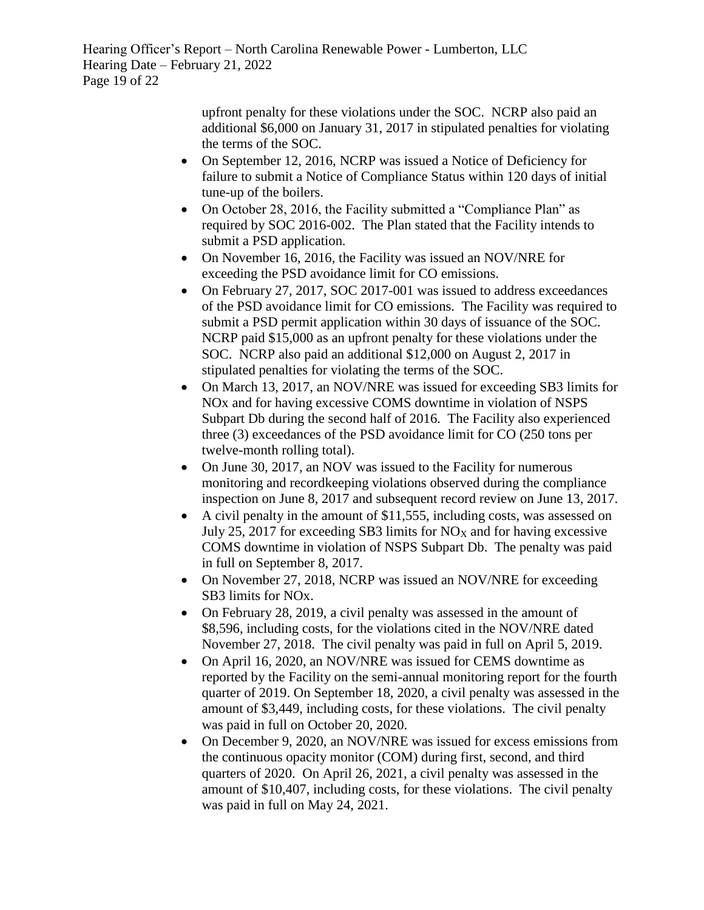upfront penalty for these violations under the SOC. NCRP also paid an additional $6,000 on January 31, 2017 in stipulated penalties for violating the terms of the SOC.

- On September 12, 2016, NCRP was issued a Notice of Deficiency for failure to submit a Notice of Compliance Status within 120 days of initial tune-up of the boilers.
- On October 28, 2016, the Facility submitted a "Compliance Plan" as required by SOC 2016-002. The Plan stated that the Facility intends to submit a PSD application.
- On November 16, 2016, the Facility was issued an NOV/NRE for exceeding the PSD avoidance limit for CO emissions.
- On February 27, 2017, SOC 2017-001 was issued to address exceedances of the PSD avoidance limit for CO emissions. The Facility was required to submit a PSD permit application within 30 days of issuance of the SOC. NCRP paid $15,000 as an upfront penalty for these violations under the SOC. NCRP also paid an additional $12,000 on August 2, 2017 in stipulated penalties for violating the terms of the SOC.
- On March 13, 2017, an NOV/NRE was issued for exceeding SB3 limits for NOx and for having excessive COMS downtime in violation of NSPS Subpart Db during the second half of 2016. The Facility also experienced three (3) exceedances of the PSD avoidance limit for CO (250 tons per twelve-month rolling total).
- On June 30, 2017, an NOV was issued to the Facility for numerous monitoring and recordkeeping violations observed during the compliance inspection on June 8, 2017 and subsequent record review on June 13, 2017.
- A civil penalty in the amount of $11,555, including costs, was assessed on July 25, 2017 for exceeding SB3 limits for $NO_X$ and for having excessive COMS downtime in violation of NSPS Subpart Db. The penalty was paid in full on September 8, 2017.
- On November 27, 2018, NCRP was issued an NOV/NRE for exceeding SB3 limits for NOx.
- On February 28, 2019, a civil penalty was assessed in the amount of $8,596, including costs, for the violations cited in the NOV/NRE dated November 27, 2018. The civil penalty was paid in full on April 5, 2019.
- On April 16, 2020, an NOV/NRE was issued for CEMS downtime as reported by the Facility on the semi-annual monitoring report for the fourth quarter of 2019. On September 18, 2020, a civil penalty was assessed in the amount of $3,449, including costs, for these violations. The civil penalty was paid in full on October 20, 2020.
- On December 9, 2020, an NOV/NRE was issued for excess emissions from the continuous opacity monitor (COM) during first, second, and third quarters of 2020. On April 26, 2021, a civil penalty was assessed in the amount of $10,407, including costs, for these violations. The civil penalty was paid in full on May 24, 2021.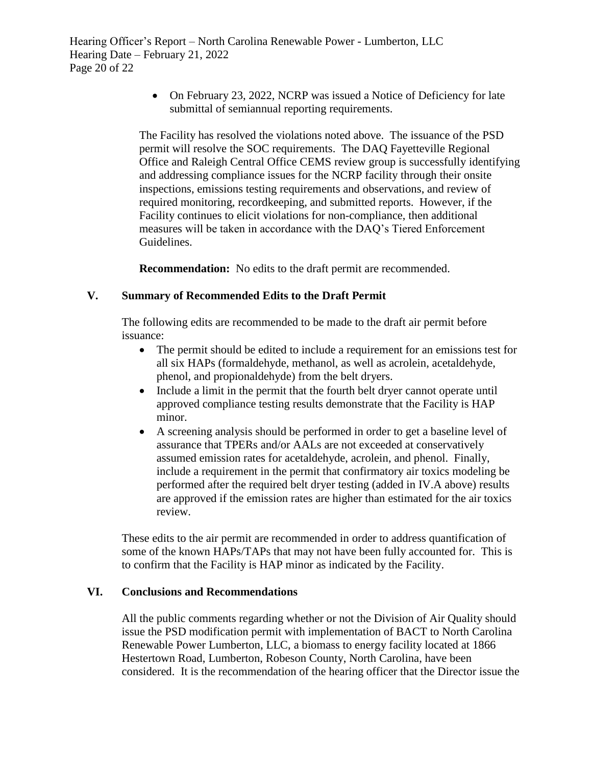- On February 23, 2022, NCRP was issued a Notice of Deficiency for late submittal of semiannual reporting requirements.

The Facility has resolved the violations noted above. The issuance of the PSD permit will resolve the SOC requirements. The DAQ Fayetteville Regional Office and Raleigh Central Office CEMS review group is successfully identifying and addressing compliance issues for the NCRP facility through their onsite inspections, emissions testing requirements and observations, and review of required monitoring, recordkeeping, and submitted reports. However, if the Facility continues to elicit violations for non-compliance, then additional measures will be taken in accordance with the DAQ's Tiered Enforcement Guidelines.

**Recommendation:** No edits to the draft permit are recommended.

## V. Summary of Recommended Edits to the Draft Permit

The following edits are recommended to be made to the draft air permit before issuance:

- The permit should be edited to include a requirement for an emissions test for all six HAPs (formaldehyde, methanol, as well as acrolein, acetaldehyde, phenol, and propionaldehyde) from the belt dryers.
- Include a limit in the permit that the fourth belt dryer cannot operate until approved compliance testing results demonstrate that the Facility is HAP minor.
- A screening analysis should be performed in order to get a baseline level of assurance that TPERs and/or AALs are not exceeded at conservatively assumed emission rates for acetaldehyde, acrolein, and phenol. Finally, include a requirement in the permit that confirmatory air toxics modeling be performed after the required belt dryer testing (added in IV.A above) results are approved if the emission rates are higher than estimated for the air toxics review.

These edits to the air permit are recommended in order to address quantification of some of the known HAPs/TAPs that may not have been fully accounted for. This is to confirm that the Facility is HAP minor as indicated by the Facility.

## VI. Conclusions and Recommendations

All the public comments regarding whether or not the Division of Air Quality should issue the PSD modification permit with implementation of BACT to North Carolina Renewable Power Lumberton, LLC, a biomass to energy facility located at 1866 Hestertown Road, Lumberton, Robeson County, North Carolina, have been considered. It is the recommendation of the hearing officer that the Director issue the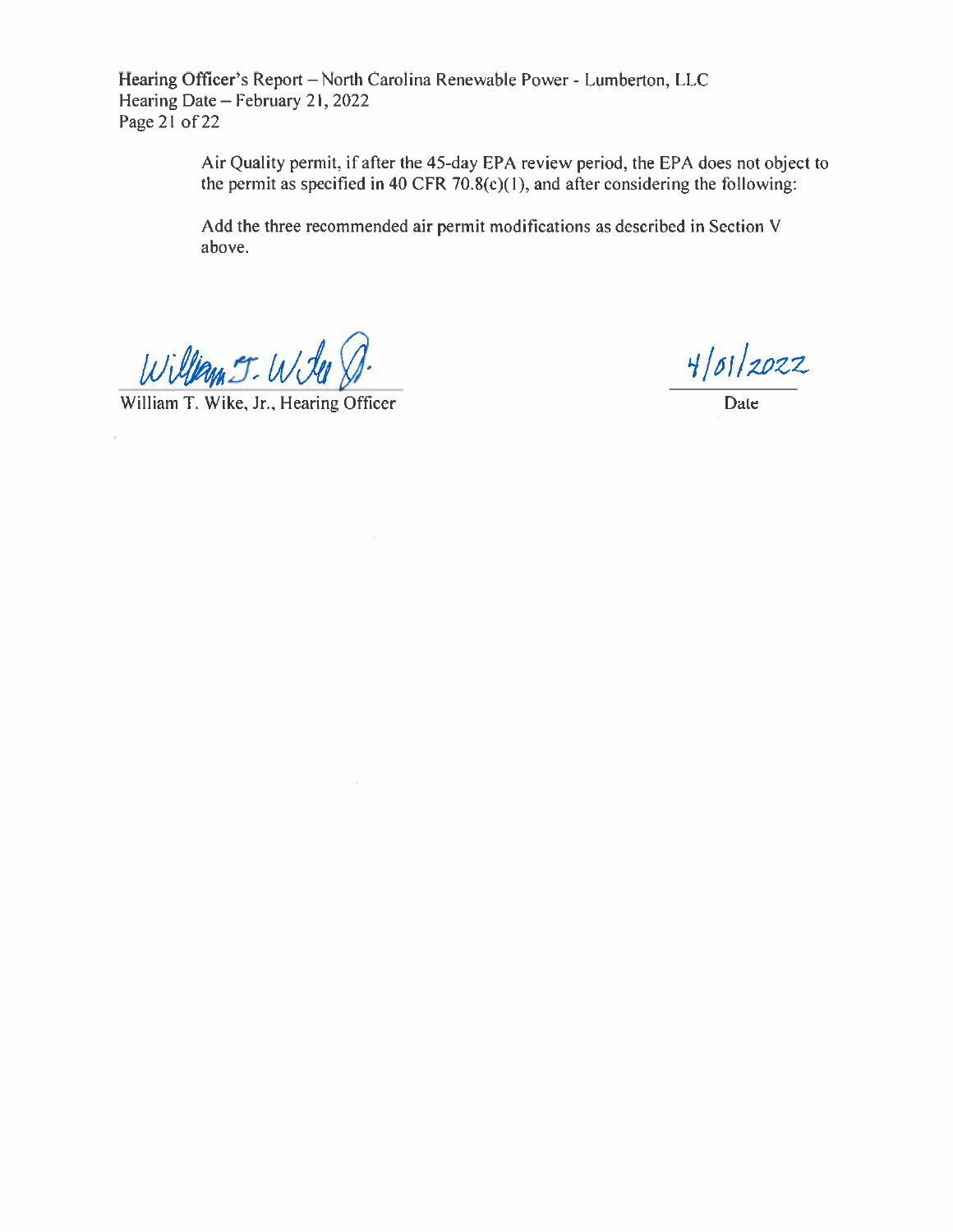Air Quality permit, if after the 45-day EPA review period, the EPA does not object to the permit as specified in 40 CFR 70.8(c)(1), and after considering the following:

Add the three recommended air permit modifications as described in Section V above.

William T. Wike, Jr., Hearing Officer

4/01/2022

Date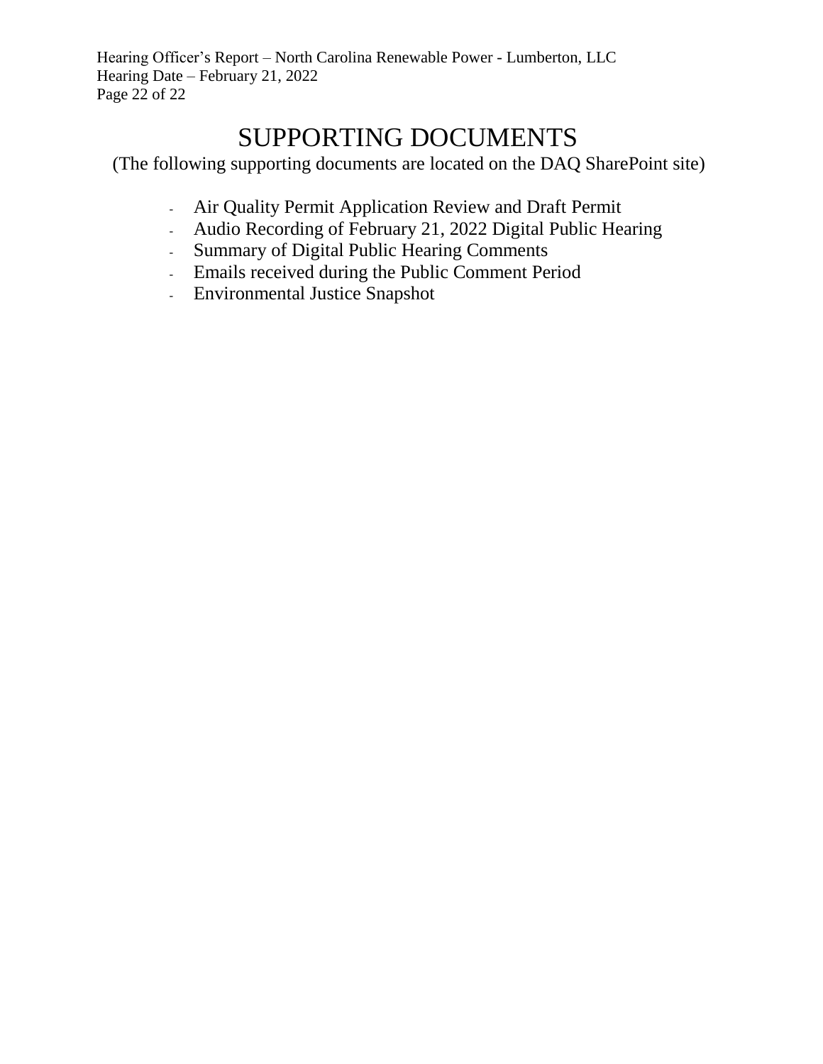# SUPPORTING DOCUMENTS

(The following supporting documents are located on the DAQ SharePoint site)

- Air Quality Permit Application Review and Draft Permit
- Audio Recording of February 21, 2022 Digital Public Hearing
- Summary of Digital Public Hearing Comments
- Emails received during the Public Comment Period
- Environmental Justice Snapshot